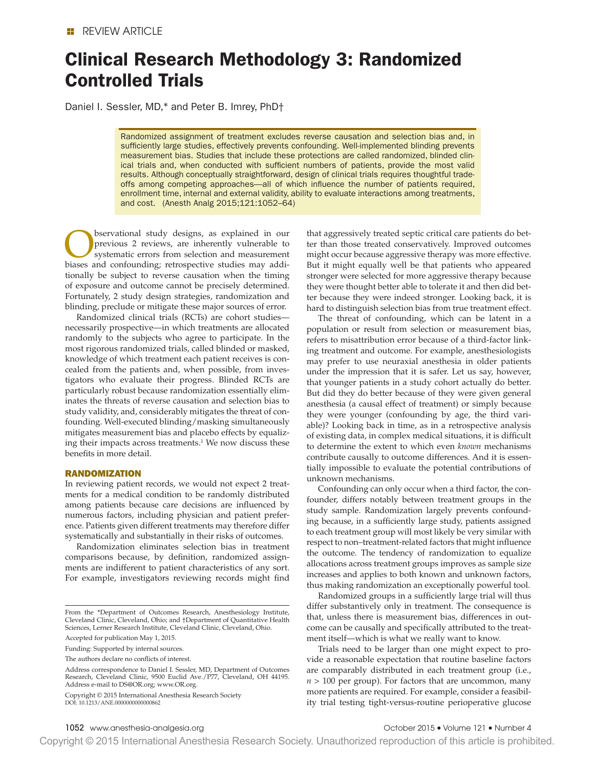REVIEW ARTICLE

# Clinical Research Methodology 3: Randomized Controlled Trials

Daniel I. Sessler, MD,* and Peter B. Imrey, PhD†

> Randomized assignment of treatment excludes reverse causation and selection bias and, in sufficiently large studies, effectively prevents confounding. Well-implemented blinding prevents measurement bias. Studies that include these protections are called randomized, blinded clinical trials and, when conducted with sufficient numbers of patients, provide the most valid results. Although conceptually straightforward, design of clinical trials requires thoughtful trade-offs among competing approaches—all of which influence the number of patients required, enrollment time, internal and external validity, ability to evaluate interactions among treatments, and cost. (Anesth Analg 2015;121:1052–64)

Observational study designs, as explained in our previous 2 reviews, are inherently vulnerable to systematic errors from selection and measurement biases and confounding; retrospective studies may additionally be subject to reverse causation when the timing of exposure and outcome cannot be precisely determined. Fortunately, 2 study design strategies, randomization and blinding, preclude or mitigate these major sources of error.

Randomized clinical trials (RCTs) are cohort studies—necessarily prospective—in which treatments are allocated randomly to the subjects who agree to participate. In the most rigorous randomized trials, called blinded or masked, knowledge of which treatment each patient receives is concealed from the patients and, when possible, from investigators who evaluate their progress. Blinded RCTs are particularly robust because randomization essentially eliminates the threats of reverse causation and selection bias to study validity, and, considerably mitigates the threat of confounding. Well-executed blinding/masking simultaneously mitigates measurement bias and placebo effects by equalizing their impacts across treatments.[1] We now discuss these benefits in more detail.

## RANDOMIZATION

In reviewing patient records, we would not expect 2 treatments for a medical condition to be randomly distributed among patients because care decisions are influenced by numerous factors, including physician and patient preference. Patients given different treatments may therefore differ systematically and substantially in their risks of outcomes.

Randomization eliminates selection bias in treatment comparisons because, by definition, randomized assignments are indifferent to patient characteristics of any sort. For example, investigators reviewing records might find that aggressively treated septic critical care patients do better than those treated conservatively. Improved outcomes might occur because aggressive therapy was more effective. But it might equally well be that patients who appeared stronger were selected for more aggressive therapy because they were thought better able to tolerate it and then did better because they were indeed stronger. Looking back, it is hard to distinguish selection bias from true treatment effect.

The threat of confounding, which can be latent in a population or result from selection or measurement bias, refers to misattribution error because of a third-factor linking treatment and outcome. For example, anesthesiologists may prefer to use neuraxial anesthesia in older patients under the impression that it is safer. Let us say, however, that younger patients in a study cohort actually do better. But did they do better because of they were given general anesthesia (a causal effect of treatment) or simply because they were younger (confounding by age, the third variable)? Looking back in time, as in a retrospective analysis of existing data, in complex medical situations, it is difficult to determine the extent to which even *known* mechanisms contribute causally to outcome differences. And it is essentially impossible to evaluate the potential contributions of unknown mechanisms.

Confounding can only occur when a third factor, the confounder, differs notably between treatment groups in the study sample. Randomization largely prevents confounding because, in a sufficiently large study, patients assigned to each treatment group will most likely be very similar with respect to non–treatment-related factors that might influence the outcome. The tendency of randomization to equalize allocations across treatment groups improves as sample size increases and applies to both known and unknown factors, thus making randomization an exceptionally powerful tool.

Randomized groups in a sufficiently large trial will thus differ substantively only in treatment. The consequence is that, unless there is measurement bias, differences in outcome can be causally and specifically attributed to the treatment itself—which is what we really want to know.

Trials need to be larger than one might expect to provide a reasonable expectation that routine baseline factors are comparably distributed in each treatment group (i.e., $n > 100$ per group). For factors that are uncommon, many more patients are required. For example, consider a feasibility trial testing tight-versus-routine perioperative glucose

From the *Department of Outcomes Research, Anesthesiology Institute, Cleveland Clinic, Cleveland, Ohio; and †Department of Quantitative Health Sciences, Lerner Research Institute, Cleveland Clinic, Cleveland, Ohio.

Accepted for publication May 1, 2015.

Funding: Supported by internal sources.

The authors declare no conflicts of interest.

Address correspondence to Daniel I. Sessler, MD, Department of Outcomes Research, Cleveland Clinic, 9500 Euclid Ave./P77, Cleveland, OH 44195. Address e-mail to DS@OR.org; www.OR.org.

Copyright © 2015 International Anesthesia Research Society
DOI: 10.1213/ANE.0000000000000862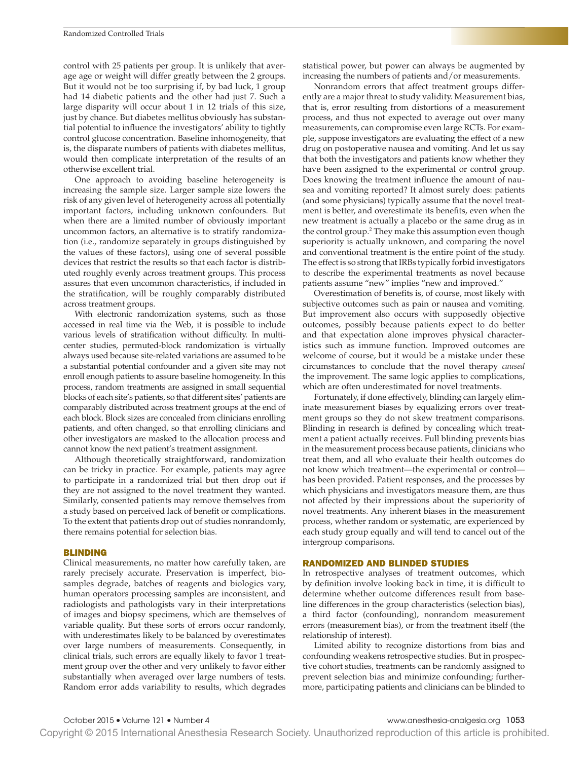control with 25 patients per group. It is unlikely that average age or weight will differ greatly between the 2 groups. But it would not be too surprising if, by bad luck, 1 group had 14 diabetic patients and the other had just 7. Such a large disparity will occur about 1 in 12 trials of this size, just by chance. But diabetes mellitus obviously has substantial potential to influence the investigators' ability to tightly control glucose concentration. Baseline inhomogeneity, that is, the disparate numbers of patients with diabetes mellitus, would then complicate interpretation of the results of an otherwise excellent trial.

One approach to avoiding baseline heterogeneity is increasing the sample size. Larger sample size lowers the risk of any given level of heterogeneity across all potentially important factors, including unknown confounders. But when there are a limited number of obviously important uncommon factors, an alternative is to stratify randomization (i.e., randomize separately in groups distinguished by the values of these factors), using one of several possible devices that restrict the results so that each factor is distributed roughly evenly across treatment groups. This process assures that even uncommon characteristics, if included in the stratification, will be roughly comparably distributed across treatment groups.

With electronic randomization systems, such as those accessed in real time via the Web, it is possible to include various levels of stratification without difficulty. In multicenter studies, permuted-block randomization is virtually always used because site-related variations are assumed to be a substantial potential confounder and a given site may not enroll enough patients to assure baseline homogeneity. In this process, random treatments are assigned in small sequential blocks of each site's patients, so that different sites' patients are comparably distributed across treatment groups at the end of each block. Block sizes are concealed from clinicians enrolling patients, and often changed, so that enrolling clinicians and other investigators are masked to the allocation process and cannot know the next patient's treatment assignment.

Although theoretically straightforward, randomization can be tricky in practice. For example, patients may agree to participate in a randomized trial but then drop out if they are not assigned to the novel treatment they wanted. Similarly, consented patients may remove themselves from a study based on perceived lack of benefit or complications. To the extent that patients drop out of studies nonrandomly, there remains potential for selection bias.

## BLINDING

Clinical measurements, no matter how carefully taken, are rarely precisely accurate. Preservation is imperfect, biosamples degrade, batches of reagents and biologics vary, human operators processing samples are inconsistent, and radiologists and pathologists vary in their interpretations of images and biopsy specimens, which are themselves of variable quality. But these sorts of errors occur randomly, with underestimates likely to be balanced by overestimates over large numbers of measurements. Consequently, in clinical trials, such errors are equally likely to favor 1 treatment group over the other and very unlikely to favor either substantially when averaged over large numbers of tests. Random error adds variability to results, which degrades statistical power, but power can always be augmented by increasing the numbers of patients and/or measurements.

Nonrandom errors that affect treatment groups differently are a major threat to study validity. Measurement bias, that is, error resulting from distortions of a measurement process, and thus not expected to average out over many measurements, can compromise even large RCTs. For example, suppose investigators are evaluating the effect of a new drug on postoperative nausea and vomiting. And let us say that both the investigators and patients know whether they have been assigned to the experimental or control group. Does knowing the treatment influence the amount of nausea and vomiting reported? It almost surely does: patients (and some physicians) typically assume that the novel treatment is better, and overestimate its benefits, even when the new treatment is actually a placebo or the same drug as in the control group.[2] They make this assumption even though superiority is actually unknown, and comparing the novel and conventional treatment is the entire point of the study. The effect is so strong that IRBs typically forbid investigators to describe the experimental treatments as novel because patients assume "new" implies "new and improved."

Overestimation of benefits is, of course, most likely with subjective outcomes such as pain or nausea and vomiting. But improvement also occurs with supposedly objective outcomes, possibly because patients expect to do better and that expectation alone improves physical characteristics such as immune function. Improved outcomes are welcome of course, but it would be a mistake under these circumstances to conclude that the novel therapy *caused* the improvement. The same logic applies to complications, which are often underestimated for novel treatments.

Fortunately, if done effectively, blinding can largely eliminate measurement biases by equalizing errors over treatment groups so they do not skew treatment comparisons. Blinding in research is defined by concealing which treatment a patient actually receives. Full blinding prevents bias in the measurement process because patients, clinicians who treat them, and all who evaluate their health outcomes do not know which treatment—the experimental or control—has been provided. Patient responses, and the processes by which physicians and investigators measure them, are thus not affected by their impressions about the superiority of novel treatments. Any inherent biases in the measurement process, whether random or systematic, are experienced by each study group equally and will tend to cancel out of the intergroup comparisons.

## RANDOMIZED AND BLINDED STUDIES

In retrospective analyses of treatment outcomes, which by definition involve looking back in time, it is difficult to determine whether outcome differences result from baseline differences in the group characteristics (selection bias), a third factor (confounding), nonrandom measurement errors (measurement bias), or from the treatment itself (the relationship of interest).

Limited ability to recognize distortions from bias and confounding weakens retrospective studies. But in prospective cohort studies, treatments can be randomly assigned to prevent selection bias and minimize confounding; furthermore, participating patients and clinicians can be blinded to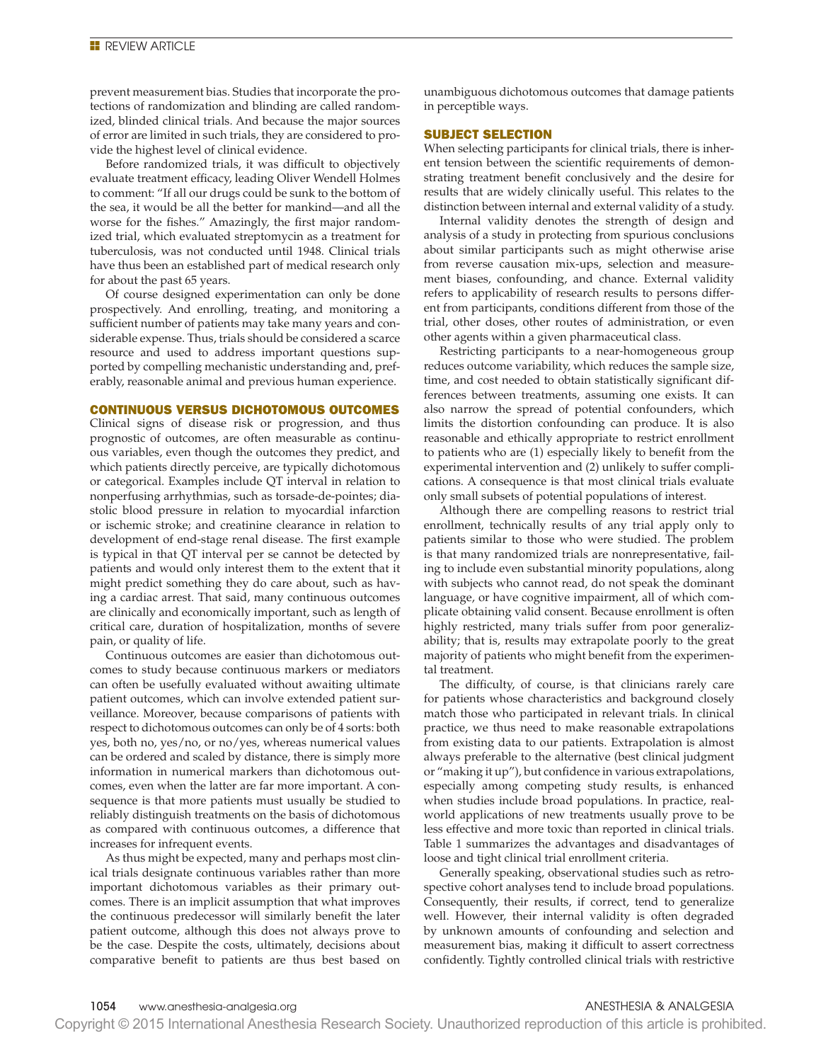prevent measurement bias. Studies that incorporate the protections of randomization and blinding are called randomized, blinded clinical trials. And because the major sources of error are limited in such trials, they are considered to provide the highest level of clinical evidence.

Before randomized trials, it was difficult to objectively evaluate treatment efficacy, leading Oliver Wendell Holmes to comment: "If all our drugs could be sunk to the bottom of the sea, it would be all the better for mankind—and all the worse for the fishes." Amazingly, the first major randomized trial, which evaluated streptomycin as a treatment for tuberculosis, was not conducted until 1948. Clinical trials have thus been an established part of medical research only for about the past 65 years.

Of course designed experimentation can only be done prospectively. And enrolling, treating, and monitoring a sufficient number of patients may take many years and considerable expense. Thus, trials should be considered a scarce resource and used to address important questions supported by compelling mechanistic understanding and, preferably, reasonable animal and previous human experience.

## CONTINUOUS VERSUS DICHOTOMOUS OUTCOMES

Clinical signs of disease risk or progression, and thus prognostic of outcomes, are often measurable as continuous variables, even though the outcomes they predict, and which patients directly perceive, are typically dichotomous or categorical. Examples include QT interval in relation to nonperfusing arrhythmias, such as torsade-de-pointes; diastolic blood pressure in relation to myocardial infarction or ischemic stroke; and creatinine clearance in relation to development of end-stage renal disease. The first example is typical in that QT interval per se cannot be detected by patients and would only interest them to the extent that it might predict something they do care about, such as having a cardiac arrest. That said, many continuous outcomes are clinically and economically important, such as length of critical care, duration of hospitalization, months of severe pain, or quality of life.

Continuous outcomes are easier than dichotomous outcomes to study because continuous markers or mediators can often be usefully evaluated without awaiting ultimate patient outcomes, which can involve extended patient surveillance. Moreover, because comparisons of patients with respect to dichotomous outcomes can only be of 4 sorts: both yes, both no, yes/no, or no/yes, whereas numerical values can be ordered and scaled by distance, there is simply more information in numerical markers than dichotomous outcomes, even when the latter are far more important. A consequence is that more patients must usually be studied to reliably distinguish treatments on the basis of dichotomous as compared with continuous outcomes, a difference that increases for infrequent events.

As thus might be expected, many and perhaps most clinical trials designate continuous variables rather than more important dichotomous variables as their primary outcomes. There is an implicit assumption that what improves the continuous predecessor will similarly benefit the later patient outcome, although this does not always prove to be the case. Despite the costs, ultimately, decisions about comparative benefit to patients are thus best based on unambiguous dichotomous outcomes that damage patients in perceptible ways.

## SUBJECT SELECTION

When selecting participants for clinical trials, there is inherent tension between the scientific requirements of demonstrating treatment benefit conclusively and the desire for results that are widely clinically useful. This relates to the distinction between internal and external validity of a study.

Internal validity denotes the strength of design and analysis of a study in protecting from spurious conclusions about similar participants such as might otherwise arise from reverse causation mix-ups, selection and measurement biases, confounding, and chance. External validity refers to applicability of research results to persons different from participants, conditions different from those of the trial, other doses, other routes of administration, or even other agents within a given pharmaceutical class.

Restricting participants to a near-homogeneous group reduces outcome variability, which reduces the sample size, time, and cost needed to obtain statistically significant differences between treatments, assuming one exists. It can also narrow the spread of potential confounders, which limits the distortion confounding can produce. It is also reasonable and ethically appropriate to restrict enrollment to patients who are (1) especially likely to benefit from the experimental intervention and (2) unlikely to suffer complications. A consequence is that most clinical trials evaluate only small subsets of potential populations of interest.

Although there are compelling reasons to restrict trial enrollment, technically results of any trial apply only to patients similar to those who were studied. The problem is that many randomized trials are nonrepresentative, failing to include even substantial minority populations, along with subjects who cannot read, do not speak the dominant language, or have cognitive impairment, all of which complicate obtaining valid consent. Because enrollment is often highly restricted, many trials suffer from poor generalizability; that is, results may extrapolate poorly to the great majority of patients who might benefit from the experimental treatment.

The difficulty, of course, is that clinicians rarely care for patients whose characteristics and background closely match those who participated in relevant trials. In clinical practice, we thus need to make reasonable extrapolations from existing data to our patients. Extrapolation is almost always preferable to the alternative (best clinical judgment or "making it up"), but confidence in various extrapolations, especially among competing study results, is enhanced when studies include broad populations. In practice, real-world applications of new treatments usually prove to be less effective and more toxic than reported in clinical trials. Table 1 summarizes the advantages and disadvantages of loose and tight clinical trial enrollment criteria.

Generally speaking, observational studies such as retrospective cohort analyses tend to include broad populations. Consequently, their results, if correct, tend to generalize well. However, their internal validity is often degraded by unknown amounts of confounding and selection and measurement bias, making it difficult to assert correctness confidently. Tightly controlled clinical trials with restrictive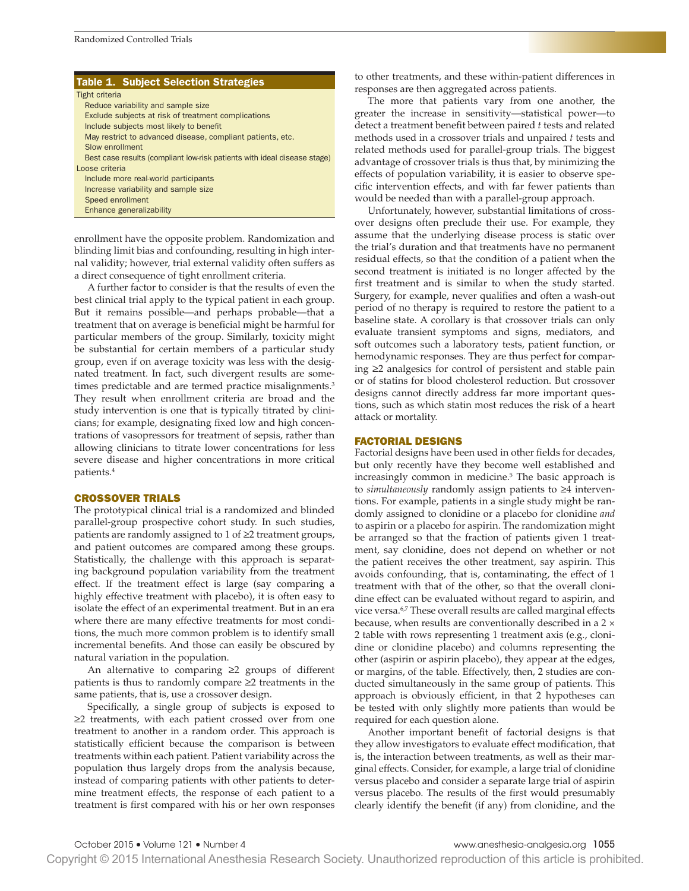**Table 1. Subject Selection Strategies**

| | |
|---|---|
| Tight criteria | |
| | Reduce variability and sample size |
| | Exclude subjects at risk of treatment complications |
| | Include subjects most likely to benefit |
| | May restrict to advanced disease, compliant patients, etc. |
| | Slow enrollment |
| | Best case results (compliant low-risk patients with ideal disease stage) |
| Loose criteria | |
| | Include more real-world participants |
| | Increase variability and sample size |
| | Speed enrollment |
| | Enhance generalizability |

enrollment have the opposite problem. Randomization and blinding limit bias and confounding, resulting in high internal validity; however, trial external validity often suffers as a direct consequence of tight enrollment criteria.

A further factor to consider is that the results of even the best clinical trial apply to the typical patient in each group. But it remains possible—and perhaps probable—that a treatment that on average is beneficial might be harmful for particular members of the group. Similarly, toxicity might be substantial for certain members of a particular study group, even if on average toxicity was less with the designated treatment. In fact, such divergent results are sometimes predictable and are termed practice misalignments.[3] They result when enrollment criteria are broad and the study intervention is one that is typically titrated by clinicians; for example, designating fixed low and high concentrations of vasopressors for treatment of sepsis, rather than allowing clinicians to titrate lower concentrations for less severe disease and higher concentrations in more critical patients.[4]

## CROSSOVER TRIALS

The prototypical clinical trial is a randomized and blinded parallel-group prospective cohort study. In such studies, patients are randomly assigned to 1 of ≥2 treatment groups, and patient outcomes are compared among these groups. Statistically, the challenge with this approach is separating background population variability from the treatment effect. If the treatment effect is large (say comparing a highly effective treatment with placebo), it is often easy to isolate the effect of an experimental treatment. But in an era where there are many effective treatments for most conditions, the much more common problem is to identify small incremental benefits. And those can easily be obscured by natural variation in the population.

An alternative to comparing ≥2 groups of different patients is thus to randomly compare ≥2 treatments in the same patients, that is, use a crossover design.

Specifically, a single group of subjects is exposed to ≥2 treatments, with each patient crossed over from one treatment to another in a random order. This approach is statistically efficient because the comparison is between treatments within each patient. Patient variability across the population thus largely drops from the analysis because, instead of comparing patients with other patients to determine treatment effects, the response of each patient to a treatment is first compared with his or her own responses to other treatments, and these within-patient differences in responses are then aggregated across patients.

The more that patients vary from one another, the greater the increase in sensitivity—statistical power—to detect a treatment benefit between paired *t* tests and related methods used in a crossover trials and unpaired *t* tests and related methods used for parallel-group trials. The biggest advantage of crossover trials is thus that, by minimizing the effects of population variability, it is easier to observe specific intervention effects, and with far fewer patients than would be needed than with a parallel-group approach.

Unfortunately, however, substantial limitations of crossover designs often preclude their use. For example, they assume that the underlying disease process is static over the trial's duration and that treatments have no permanent residual effects, so that the condition of a patient when the second treatment is initiated is no longer affected by the first treatment and is similar to when the study started. Surgery, for example, never qualifies and often a wash-out period of no therapy is required to restore the patient to a baseline state. A corollary is that crossover trials can only evaluate transient symptoms and signs, mediators, and soft outcomes such a laboratory tests, patient function, or hemodynamic responses. They are thus perfect for comparing ≥2 analgesics for control of persistent and stable pain or of statins for blood cholesterol reduction. But crossover designs cannot directly address far more important questions, such as which statin most reduces the risk of a heart attack or mortality.

## FACTORIAL DESIGNS

Factorial designs have been used in other fields for decades, but only recently have they become well established and increasingly common in medicine.[5] The basic approach is to *simultaneously* randomly assign patients to ≥4 interventions. For example, patients in a single study might be randomly assigned to clonidine or a placebo for clonidine *and* to aspirin or a placebo for aspirin. The randomization might be arranged so that the fraction of patients given 1 treatment, say clonidine, does not depend on whether or not the patient receives the other treatment, say aspirin. This avoids confounding, that is, contaminating, the effect of 1 treatment with that of the other, so that the overall clonidine effect can be evaluated without regard to aspirin, and vice versa.[6,7] These overall results are called marginal effects because, when results are conventionally described in a 2 × 2 table with rows representing 1 treatment axis (e.g., clonidine or clonidine placebo) and columns representing the other (aspirin or aspirin placebo), they appear at the edges, or margins, of the table. Effectively, then, 2 studies are conducted simultaneously in the same group of patients. This approach is obviously efficient, in that 2 hypotheses can be tested with only slightly more patients than would be required for each question alone.

Another important benefit of factorial designs is that they allow investigators to evaluate effect modification, that is, the interaction between treatments, as well as their marginal effects. Consider, for example, a large trial of clonidine versus placebo and consider a separate large trial of aspirin versus placebo. The results of the first would presumably clearly identify the benefit (if any) from clonidine, and the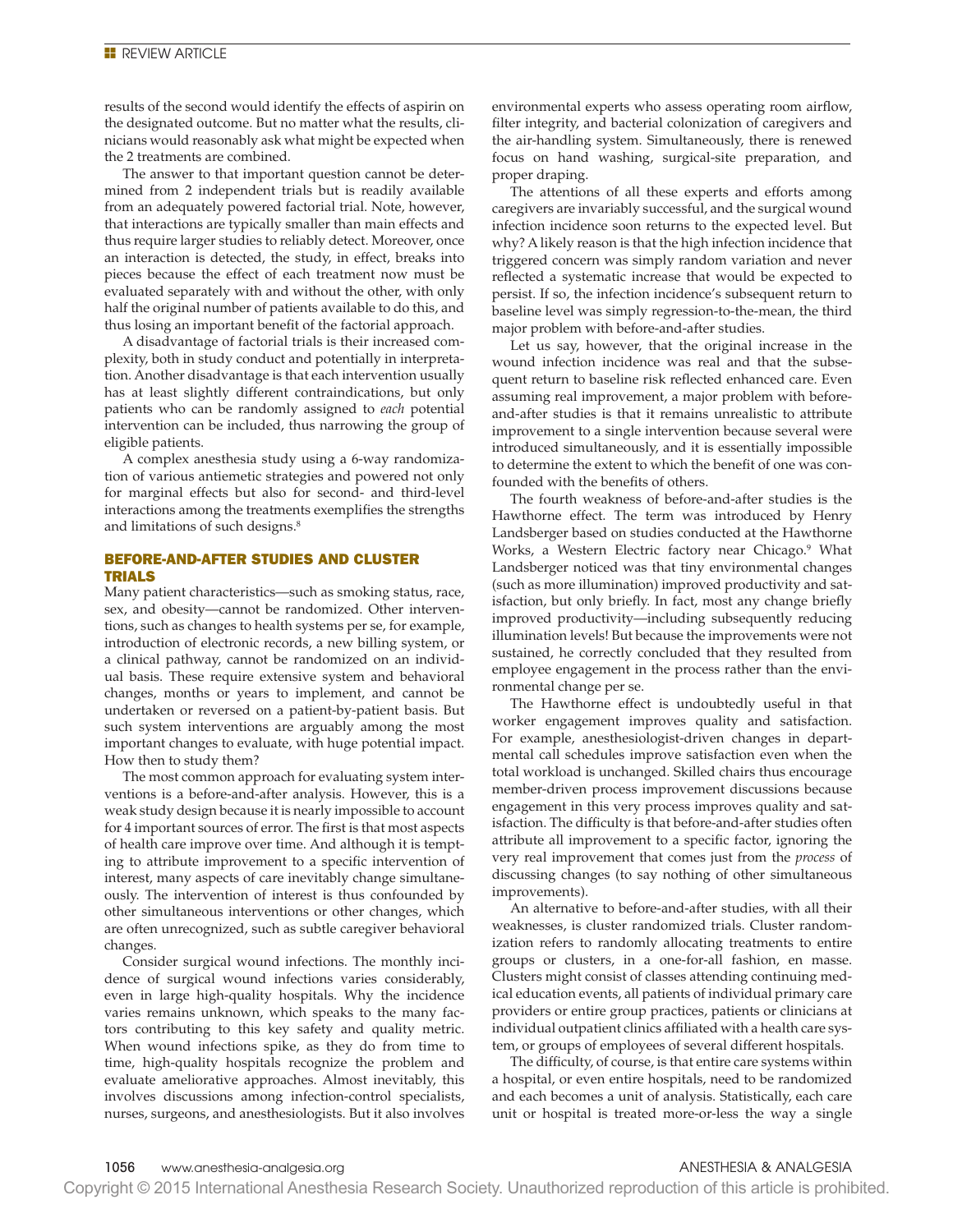results of the second would identify the effects of aspirin on the designated outcome. But no matter what the results, clinicians would reasonably ask what might be expected when the 2 treatments are combined.

The answer to that important question cannot be determined from 2 independent trials but is readily available from an adequately powered factorial trial. Note, however, that interactions are typically smaller than main effects and thus require larger studies to reliably detect. Moreover, once an interaction is detected, the study, in effect, breaks into pieces because the effect of each treatment now must be evaluated separately with and without the other, with only half the original number of patients available to do this, and thus losing an important benefit of the factorial approach.

A disadvantage of factorial trials is their increased complexity, both in study conduct and potentially in interpretation. Another disadvantage is that each intervention usually has at least slightly different contraindications, but only patients who can be randomly assigned to *each* potential intervention can be included, thus narrowing the group of eligible patients.

A complex anesthesia study using a 6-way randomization of various antiemetic strategies and powered not only for marginal effects but also for second- and third-level interactions among the treatments exemplifies the strengths and limitations of such designs.[8]

## BEFORE-AND-AFTER STUDIES AND CLUSTER TRIALS

Many patient characteristics—such as smoking status, race, sex, and obesity—cannot be randomized. Other interventions, such as changes to health systems per se, for example, introduction of electronic records, a new billing system, or a clinical pathway, cannot be randomized on an individual basis. These require extensive system and behavioral changes, months or years to implement, and cannot be undertaken or reversed on a patient-by-patient basis. But such system interventions are arguably among the most important changes to evaluate, with huge potential impact. How then to study them?

The most common approach for evaluating system interventions is a before-and-after analysis. However, this is a weak study design because it is nearly impossible to account for 4 important sources of error. The first is that most aspects of health care improve over time. And although it is tempting to attribute improvement to a specific intervention of interest, many aspects of care inevitably change simultaneously. The intervention of interest is thus confounded by other simultaneous interventions or other changes, which are often unrecognized, such as subtle caregiver behavioral changes.

Consider surgical wound infections. The monthly incidence of surgical wound infections varies considerably, even in large high-quality hospitals. Why the incidence varies remains unknown, which speaks to the many factors contributing to this key safety and quality metric. When wound infections spike, as they do from time to time, high-quality hospitals recognize the problem and evaluate ameliorative approaches. Almost inevitably, this involves discussions among infection-control specialists, nurses, surgeons, and anesthesiologists. But it also involves environmental experts who assess operating room airflow, filter integrity, and bacterial colonization of caregivers and the air-handling system. Simultaneously, there is renewed focus on hand washing, surgical-site preparation, and proper draping.

The attentions of all these experts and efforts among caregivers are invariably successful, and the surgical wound infection incidence soon returns to the expected level. But why? A likely reason is that the high infection incidence that triggered concern was simply random variation and never reflected a systematic increase that would be expected to persist. If so, the infection incidence's subsequent return to baseline level was simply regression-to-the-mean, the third major problem with before-and-after studies.

Let us say, however, that the original increase in the wound infection incidence was real and that the subsequent return to baseline risk reflected enhanced care. Even assuming real improvement, a major problem with before-and-after studies is that it remains unrealistic to attribute improvement to a single intervention because several were introduced simultaneously, and it is essentially impossible to determine the extent to which the benefit of one was confounded with the benefits of others.

The fourth weakness of before-and-after studies is the Hawthorne effect. The term was introduced by Henry Landsberger based on studies conducted at the Hawthorne Works, a Western Electric factory near Chicago.[9] What Landsberger noticed was that tiny environmental changes (such as more illumination) improved productivity and satisfaction, but only briefly. In fact, most any change briefly improved productivity—including subsequently reducing illumination levels! But because the improvements were not sustained, he correctly concluded that they resulted from employee engagement in the process rather than the environmental change per se.

The Hawthorne effect is undoubtedly useful in that worker engagement improves quality and satisfaction. For example, anesthesiologist-driven changes in departmental call schedules improve satisfaction even when the total workload is unchanged. Skilled chairs thus encourage member-driven process improvement discussions because engagement in this very process improves quality and satisfaction. The difficulty is that before-and-after studies often attribute all improvement to a specific factor, ignoring the very real improvement that comes just from the *process* of discussing changes (to say nothing of other simultaneous improvements).

An alternative to before-and-after studies, with all their weaknesses, is cluster randomized trials. Cluster randomization refers to randomly allocating treatments to entire groups or clusters, in a one-for-all fashion, en masse. Clusters might consist of classes attending continuing medical education events, all patients of individual primary care providers or entire group practices, patients or clinicians at individual outpatient clinics affiliated with a health care system, or groups of employees of several different hospitals.

The difficulty, of course, is that entire care systems within a hospital, or even entire hospitals, need to be randomized and each becomes a unit of analysis. Statistically, each care unit or hospital is treated more-or-less the way a single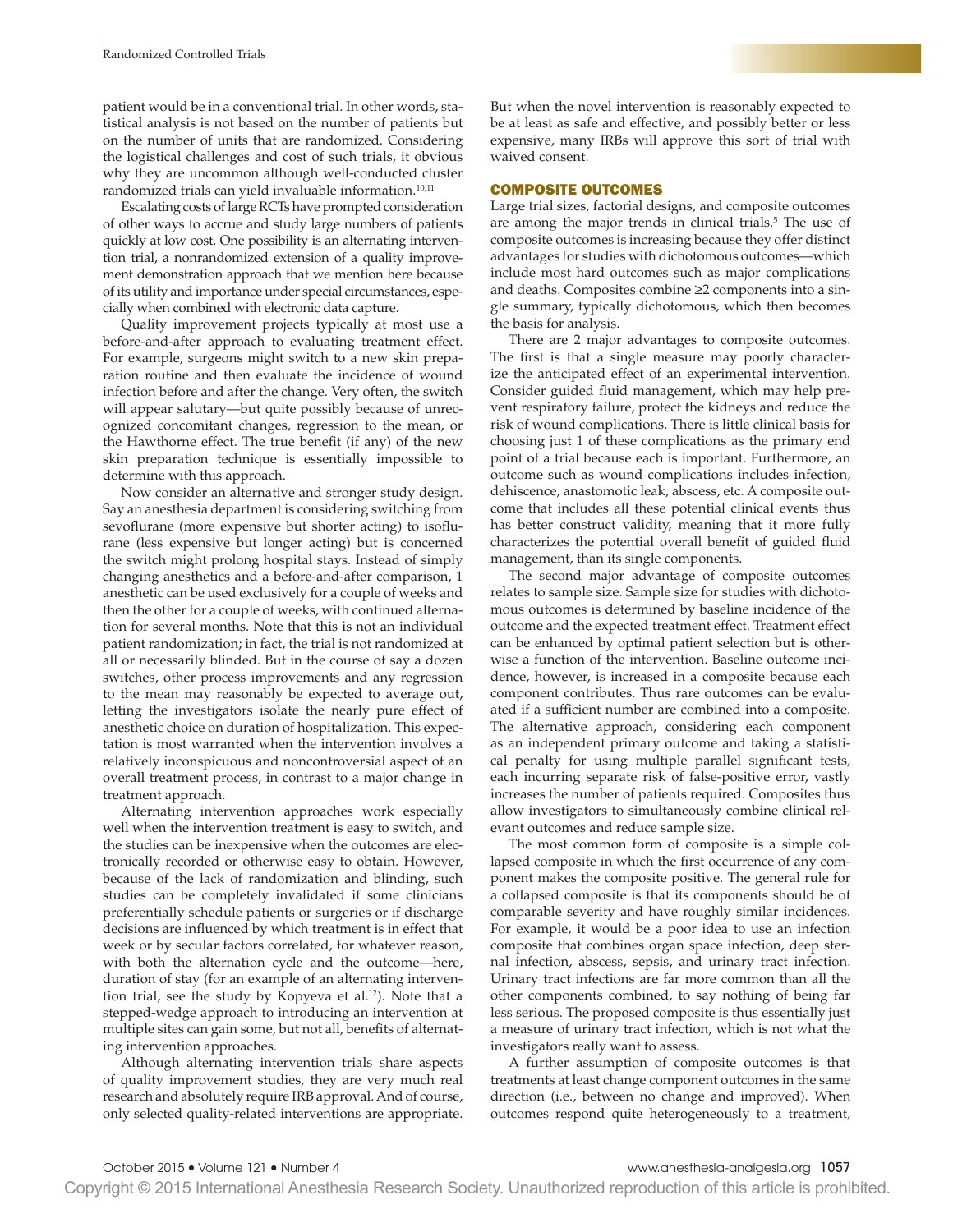patient would be in a conventional trial. In other words, statistical analysis is not based on the number of patients but on the number of units that are randomized. Considering the logistical challenges and cost of such trials, it obvious why they are uncommon although well-conducted cluster randomized trials can yield invaluable information.[10,11]

Escalating costs of large RCTs have prompted consideration of other ways to accrue and study large numbers of patients quickly at low cost. One possibility is an alternating intervention trial, a nonrandomized extension of a quality improvement demonstration approach that we mention here because of its utility and importance under special circumstances, especially when combined with electronic data capture.

Quality improvement projects typically at most use a before-and-after approach to evaluating treatment effect. For example, surgeons might switch to a new skin preparation routine and then evaluate the incidence of wound infection before and after the change. Very often, the switch will appear salutary—but quite possibly because of unrecognized concomitant changes, regression to the mean, or the Hawthorne effect. The true benefit (if any) of the new skin preparation technique is essentially impossible to determine with this approach.

Now consider an alternative and stronger study design. Say an anesthesia department is considering switching from sevoflurane (more expensive but shorter acting) to isoflurane (less expensive but longer acting) but is concerned the switch might prolong hospital stays. Instead of simply changing anesthetics and a before-and-after comparison, 1 anesthetic can be used exclusively for a couple of weeks and then the other for a couple of weeks, with continued alternation for several months. Note that this is not an individual patient randomization; in fact, the trial is not randomized at all or necessarily blinded. But in the course of say a dozen switches, other process improvements and any regression to the mean may reasonably be expected to average out, letting the investigators isolate the nearly pure effect of anesthetic choice on duration of hospitalization. This expectation is most warranted when the intervention involves a relatively inconspicuous and noncontroversial aspect of an overall treatment process, in contrast to a major change in treatment approach.

Alternating intervention approaches work especially well when the intervention treatment is easy to switch, and the studies can be inexpensive when the outcomes are electronically recorded or otherwise easy to obtain. However, because of the lack of randomization and blinding, such studies can be completely invalidated if some clinicians preferentially schedule patients or surgeries or if discharge decisions are influenced by which treatment is in effect that week or by secular factors correlated, for whatever reason, with both the alternation cycle and the outcome—here, duration of stay (for an example of an alternating intervention trial, see the study by Kopyeva et al.[12]). Note that a stepped-wedge approach to introducing an intervention at multiple sites can gain some, but not all, benefits of alternating intervention approaches.

Although alternating intervention trials share aspects of quality improvement studies, they are very much real research and absolutely require IRB approval. And of course, only selected quality-related interventions are appropriate. But when the novel intervention is reasonably expected to be at least as safe and effective, and possibly better or less expensive, many IRBs will approve this sort of trial with waived consent.

## COMPOSITE OUTCOMES

Large trial sizes, factorial designs, and composite outcomes are among the major trends in clinical trials.[5] The use of composite outcomes is increasing because they offer distinct advantages for studies with dichotomous outcomes—which include most hard outcomes such as major complications and deaths. Composites combine ≥2 components into a single summary, typically dichotomous, which then becomes the basis for analysis.

There are 2 major advantages to composite outcomes. The first is that a single measure may poorly characterize the anticipated effect of an experimental intervention. Consider guided fluid management, which may help prevent respiratory failure, protect the kidneys and reduce the risk of wound complications. There is little clinical basis for choosing just 1 of these complications as the primary end point of a trial because each is important. Furthermore, an outcome such as wound complications includes infection, dehiscence, anastomotic leak, abscess, etc. A composite outcome that includes all these potential clinical events thus has better construct validity, meaning that it more fully characterizes the potential overall benefit of guided fluid management, than its single components.

The second major advantage of composite outcomes relates to sample size. Sample size for studies with dichotomous outcomes is determined by baseline incidence of the outcome and the expected treatment effect. Treatment effect can be enhanced by optimal patient selection but is otherwise a function of the intervention. Baseline outcome incidence, however, is increased in a composite because each component contributes. Thus rare outcomes can be evaluated if a sufficient number are combined into a composite. The alternative approach, considering each component as an independent primary outcome and taking a statistical penalty for using multiple parallel significant tests, each incurring separate risk of false-positive error, vastly increases the number of patients required. Composites thus allow investigators to simultaneously combine clinical relevant outcomes and reduce sample size.

The most common form of composite is a simple collapsed composite in which the first occurrence of any component makes the composite positive. The general rule for a collapsed composite is that its components should be of comparable severity and have roughly similar incidences. For example, it would be a poor idea to use an infection composite that combines organ space infection, deep sternal infection, abscess, sepsis, and urinary tract infection. Urinary tract infections are far more common than all the other components combined, to say nothing of being far less serious. The proposed composite is thus essentially just a measure of urinary tract infection, which is not what the investigators really want to assess.

A further assumption of composite outcomes is that treatments at least change component outcomes in the same direction (i.e., between no change and improved). When outcomes respond quite heterogeneously to a treatment,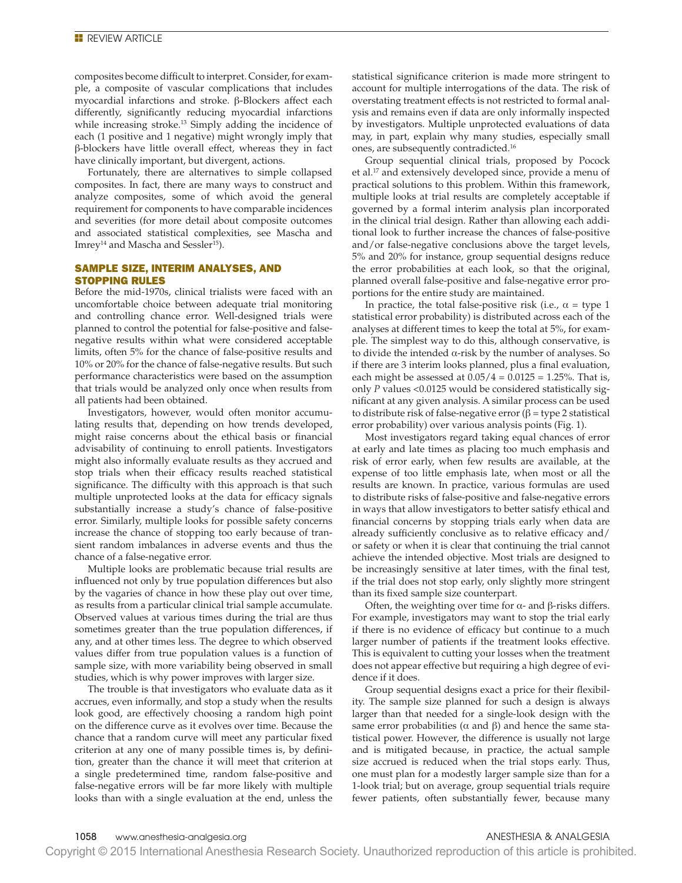composites become difficult to interpret. Consider, for example, a composite of vascular complications that includes myocardial infarctions and stroke. β-Blockers affect each differently, significantly reducing myocardial infarctions while increasing stroke.[13] Simply adding the incidence of each (1 positive and 1 negative) might wrongly imply that β-blockers have little overall effect, whereas they in fact have clinically important, but divergent, actions.

Fortunately, there are alternatives to simple collapsed composites. In fact, there are many ways to construct and analyze composites, some of which avoid the general requirement for components to have comparable incidences and severities (for more detail about composite outcomes and associated statistical complexities, see Mascha and Imrey[14] and Mascha and Sessler[15]).

## SAMPLE SIZE, INTERIM ANALYSES, AND STOPPING RULES

Before the mid-1970s, clinical trialists were faced with an uncomfortable choice between adequate trial monitoring and controlling chance error. Well-designed trials were planned to control the potential for false-positive and false-negative results within what were considered acceptable limits, often 5% for the chance of false-positive results and 10% or 20% for the chance of false-negative results. But such performance characteristics were based on the assumption that trials would be analyzed only once when results from all patients had been obtained.

Investigators, however, would often monitor accumulating results that, depending on how trends developed, might raise concerns about the ethical basis or financial advisability of continuing to enroll patients. Investigators might also informally evaluate results as they accrued and stop trials when their efficacy results reached statistical significance. The difficulty with this approach is that such multiple unprotected looks at the data for efficacy signals substantially increase a study's chance of false-positive error. Similarly, multiple looks for possible safety concerns increase the chance of stopping too early because of transient random imbalances in adverse events and thus the chance of a false-negative error.

Multiple looks are problematic because trial results are influenced not only by true population differences but also by the vagaries of chance in how these play out over time, as results from a particular clinical trial sample accumulate. Observed values at various times during the trial are thus sometimes greater than the true population differences, if any, and at other times less. The degree to which observed values differ from true population values is a function of sample size, with more variability being observed in small studies, which is why power improves with larger size.

The trouble is that investigators who evaluate data as it accrues, even informally, and stop a study when the results look good, are effectively choosing a random high point on the difference curve as it evolves over time. Because the chance that a random curve will meet any particular fixed criterion at any one of many possible times is, by definition, greater than the chance it will meet that criterion at a single predetermined time, random false-positive and false-negative errors will be far more likely with multiple looks than with a single evaluation at the end, unless the statistical significance criterion is made more stringent to account for multiple interrogations of the data. The risk of overstating treatment effects is not restricted to formal analysis and remains even if data are only informally inspected by investigators. Multiple unprotected evaluations of data may, in part, explain why many studies, especially small ones, are subsequently contradicted.[16]

Group sequential clinical trials, proposed by Pocock et al.[17] and extensively developed since, provide a menu of practical solutions to this problem. Within this framework, multiple looks at trial results are completely acceptable if governed by a formal interim analysis plan incorporated in the clinical trial design. Rather than allowing each additional look to further increase the chances of false-positive and/or false-negative conclusions above the target levels, 5% and 20% for instance, group sequential designs reduce the error probabilities at each look, so that the original, planned overall false-positive and false-negative error proportions for the entire study are maintained.

In practice, the total false-positive risk (i.e., $\alpha$ = type 1 statistical error probability) is distributed across each of the analyses at different times to keep the total at 5%, for example. The simplest way to do this, although conservative, is to divide the intended $\alpha$-risk by the number of analyses. So if there are 3 interim looks planned, plus a final evaluation, each might be assessed at $0.05/4 = 0.0125 = 1.25\%$. That is, only *P* values <0.0125 would be considered statistically significant at any given analysis. A similar process can be used to distribute risk of false-negative error ($\beta$ = type 2 statistical error probability) over various analysis points (Fig. 1).

Most investigators regard taking equal chances of error at early and late times as placing too much emphasis and risk of error early, when few results are available, at the expense of too little emphasis late, when most or all the results are known. In practice, various formulas are used to distribute risks of false-positive and false-negative errors in ways that allow investigators to better satisfy ethical and financial concerns by stopping trials early when data are already sufficiently conclusive as to relative efficacy and/or safety or when it is clear that continuing the trial cannot achieve the intended objective. Most trials are designed to be increasingly sensitive at later times, with the final test, if the trial does not stop early, only slightly more stringent than its fixed sample size counterpart.

Often, the weighting over time for $\alpha$- and $\beta$-risks differs. For example, investigators may want to stop the trial early if there is no evidence of efficacy but continue to a much larger number of patients if the treatment looks effective. This is equivalent to cutting your losses when the treatment does not appear effective but requiring a high degree of evidence if it does.

Group sequential designs exact a price for their flexibility. The sample size planned for such a design is always larger than that needed for a single-look design with the same error probabilities ($\alpha$ and $\beta$) and hence the same statistical power. However, the difference is usually not large and is mitigated because, in practice, the actual sample size accrued is reduced when the trial stops early. Thus, one must plan for a modestly larger sample size than for a 1-look trial; but on average, group sequential trials require fewer patients, often substantially fewer, because many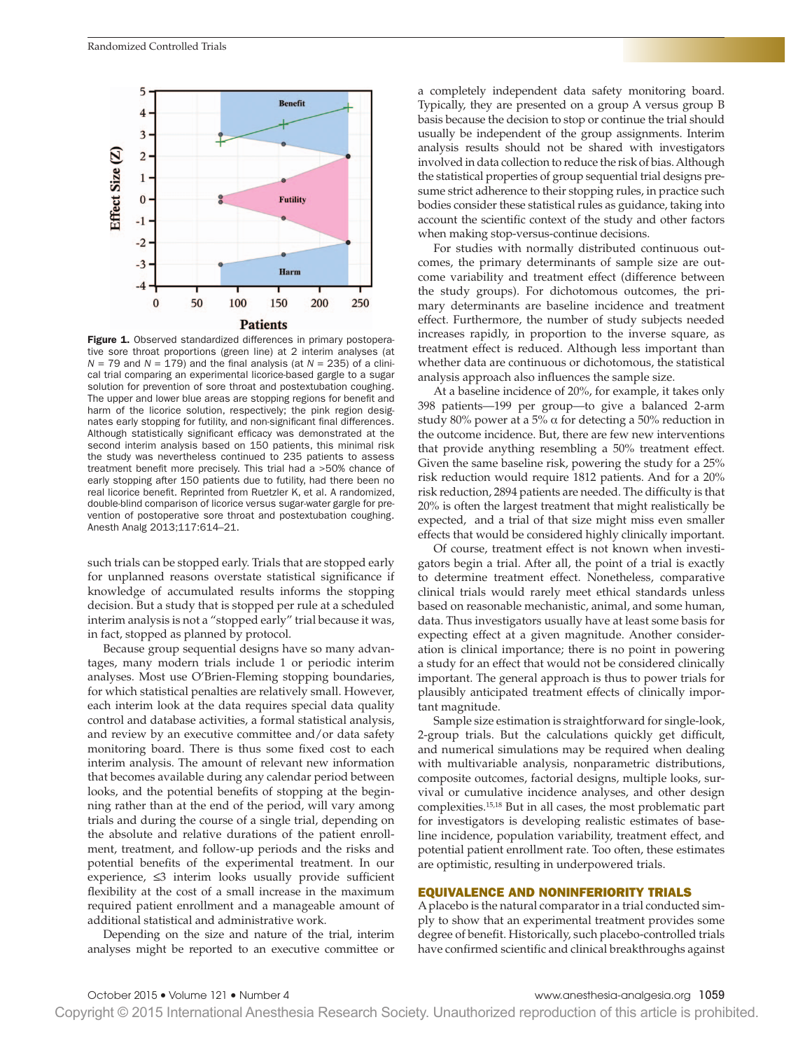Benefit

Futility

Harm

Effect Size (Z)

5
4
3
2
1
0
-1
-2
-3
-4

0 50 100 150 200 250

Patients

**Figure 1.** Observed standardized differences in primary postoperative sore throat proportions (green line) at 2 interim analyses (at $N = 79$ and $N = 179$) and the final analysis (at $N = 235$) of a clinical trial comparing an experimental licorice-based gargle to a sugar solution for prevention of sore throat and postextubation coughing. The upper and lower blue areas are stopping regions for benefit and harm of the licorice solution, respectively; the pink region designates early stopping for futility, and non-significant final differences. Although statistically significant efficacy was demonstrated at the second interim analysis based on 150 patients, this minimal risk the study was nevertheless continued to 235 patients to assess treatment benefit more precisely. This trial had a >50% chance of early stopping after 150 patients due to futility, had there been no real licorice benefit. Reprinted from Ruetzler K, et al. A randomized, double-blind comparison of licorice versus sugar-water gargle for prevention of postoperative sore throat and postextubation coughing. Anesth Analg 2013;117:614–21.

such trials can be stopped early. Trials that are stopped early for unplanned reasons overstate statistical significance if knowledge of accumulated results informs the stopping decision. But a study that is stopped per rule at a scheduled interim analysis is not a "stopped early" trial because it was, in fact, stopped as planned by protocol.

Because group sequential designs have so many advantages, many modern trials include 1 or periodic interim analyses. Most use O'Brien-Fleming stopping boundaries, for which statistical penalties are relatively small. However, each interim look at the data requires special data quality control and database activities, a formal statistical analysis, and review by an executive committee and/or data safety monitoring board. There is thus some fixed cost to each interim analysis. The amount of relevant new information that becomes available during any calendar period between looks, and the potential benefits of stopping at the beginning rather than at the end of the period, will vary among trials and during the course of a single trial, depending on the absolute and relative durations of the patient enrollment, treatment, and follow-up periods and the risks and potential benefits of the experimental treatment. In our experience, ≤3 interim looks usually provide sufficient flexibility at the cost of a small increase in the maximum required patient enrollment and a manageable amount of additional statistical and administrative work.

Depending on the size and nature of the trial, interim analyses might be reported to an executive committee or a completely independent data safety monitoring board. Typically, they are presented on a group A versus group B basis because the decision to stop or continue the trial should usually be independent of the group assignments. Interim analysis results should not be shared with investigators involved in data collection to reduce the risk of bias. Although the statistical properties of group sequential trial designs presume strict adherence to their stopping rules, in practice such bodies consider these statistical rules as guidance, taking into account the scientific context of the study and other factors when making stop-versus-continue decisions.

For studies with normally distributed continuous outcomes, the primary determinants of sample size are outcome variability and treatment effect (difference between the study groups). For dichotomous outcomes, the primary determinants are baseline incidence and treatment effect. Furthermore, the number of study subjects needed increases rapidly, in proportion to the inverse square, as treatment effect is reduced. Although less important than whether data are continuous or dichotomous, the statistical analysis approach also influences the sample size.

At a baseline incidence of 20%, for example, it takes only 398 patients—199 per group—to give a balanced 2-arm study 80% power at a 5% α for detecting a 50% reduction in the outcome incidence. But, there are few new interventions that provide anything resembling a 50% treatment effect. Given the same baseline risk, powering the study for a 25% risk reduction would require 1812 patients. And for a 20% risk reduction, 2894 patients are needed. The difficulty is that 20% is often the largest treatment that might realistically be expected, and a trial of that size might miss even smaller effects that would be considered highly clinically important.

Of course, treatment effect is not known when investigators begin a trial. After all, the point of a trial is exactly to determine treatment effect. Nonetheless, comparative clinical trials would rarely meet ethical standards unless based on reasonable mechanistic, animal, and some human, data. Thus investigators usually have at least some basis for expecting effect at a given magnitude. Another consideration is clinical importance; there is no point in powering a study for an effect that would not be considered clinically important. The general approach is thus to power trials for plausibly anticipated treatment effects of clinically important magnitude.

Sample size estimation is straightforward for single-look, 2-group trials. But the calculations quickly get difficult, and numerical simulations may be required when dealing with multivariable analysis, nonparametric distributions, composite outcomes, factorial designs, multiple looks, survival or cumulative incidence analyses, and other design complexities.[15,18] But in all cases, the most problematic part for investigators is developing realistic estimates of baseline incidence, population variability, treatment effect, and potential patient enrollment rate. Too often, these estimates are optimistic, resulting in underpowered trials.

## EQUIVALENCE AND NONINFERIORITY TRIALS

A placebo is the natural comparator in a trial conducted simply to show that an experimental treatment provides some degree of benefit. Historically, such placebo-controlled trials have confirmed scientific and clinical breakthroughs against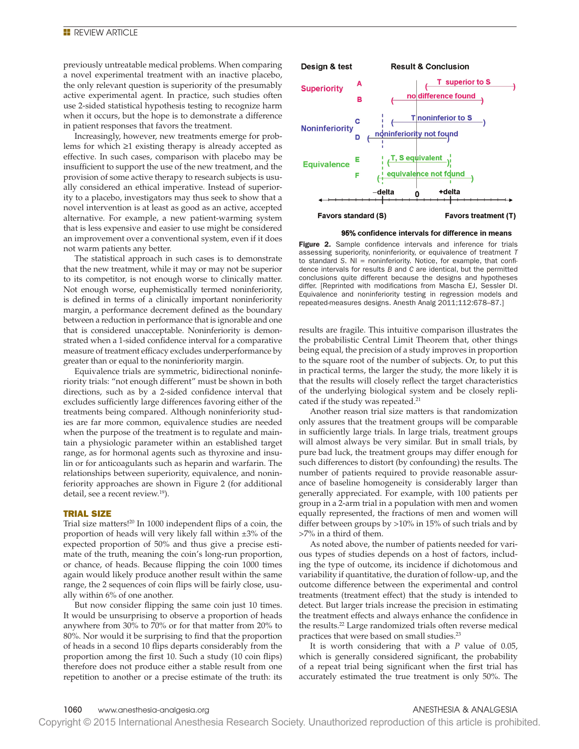previously untreatable medical problems. When comparing a novel experimental treatment with an inactive placebo, the only relevant question is superiority of the presumably active experimental agent. In practice, such studies often use 2-sided statistical hypothesis testing to recognize harm when it occurs, but the hope is to demonstrate a difference in patient responses that favors the treatment.

Increasingly, however, new treatments emerge for problems for which ≥1 existing therapy is already accepted as effective. In such cases, comparison with placebo may be insufficient to support the use of the new treatment, and the provision of some active therapy to research subjects is usually considered an ethical imperative. Instead of superiority to a placebo, investigators may thus seek to show that a novel intervention is at least as good as an active, accepted alternative. For example, a new patient-warming system that is less expensive and easier to use might be considered an improvement over a conventional system, even if it does not warm patients any better.

The statistical approach in such cases is to demonstrate that the new treatment, while it may or may not be superior to its competitor, is not enough worse to clinically matter. Not enough worse, euphemistically termed noninferiority, is defined in terms of a clinically important noninferiority margin, a performance decrement defined as the boundary between a reduction in performance that is ignorable and one that is considered unacceptable. Noninferiority is demonstrated when a 1-sided confidence interval for a comparative measure of treatment efficacy excludes underperformance by greater than or equal to the noninferiority margin.

Equivalence trials are symmetric, bidirectional noninferiority trials: "not enough different" must be shown in both directions, such as by a 2-sided confidence interval that excludes sufficiently large differences favoring either of the treatments being compared. Although noninferiority studies are far more common, equivalence studies are needed when the purpose of the treatment is to regulate and maintain a physiologic parameter within an established target range, as for hormonal agents such as thyroxine and insulin or for anticoagulants such as heparin and warfarin. The relationships between superiority, equivalence, and noninferiority approaches are shown in Figure 2 (for additional detail, see a recent review.[19]).

Design & test

Result & Conclusion

Superiority

A T superior to S

B no difference found

Noninferiority

C T noninferior to S

D noninferiority not found

Equivalence

E T, S equivalent

F equivalence not found

−delta 0 +delta

Favors standard (S) Favors treatment (T)

95% confidence intervals for difference in means

**Figure 2.** Sample confidence intervals and inference for trials assessing superiority, noninferiority, or equivalence of treatment *T* to standard S. NI = noninferiority. Notice, for example, that confidence intervals for results *B* and *C* are identical, but the permitted conclusions quite different because the designs and hypotheses differ. [Reprinted with modifications from Mascha EJ, Sessler DI. Equivalence and noninferiority testing in regression models and repeated-measures designs. Anesth Analg 2011;112:678–87.]

## TRIAL SIZE

Trial size matters![20] In 1000 independent flips of a coin, the proportion of heads will very likely fall within ±3% of the expected proportion of 50% and thus give a precise estimate of the truth, meaning the coin's long-run proportion, or chance, of heads. Because flipping the coin 1000 times again would likely produce another result within the same range, the 2 sequences of coin flips will be fairly close, usually within 6% of one another.

But now consider flipping the same coin just 10 times. It would be unsurprising to observe a proportion of heads anywhere from 30% to 70% or for that matter from 20% to 80%. Nor would it be surprising to find that the proportion of heads in a second 10 flips departs considerably from the proportion among the first 10. Such a study (10 coin flips) therefore does not produce either a stable result from one repetition to another or a precise estimate of the truth: its results are fragile. This intuitive comparison illustrates the the probabilistic Central Limit Theorem that, other things being equal, the precision of a study improves in proportion to the square root of the number of subjects. Or, to put this in practical terms, the larger the study, the more likely it is that the results will closely reflect the target characteristics of the underlying biological system and be closely replicated if the study was repeated.[21]

Another reason trial size matters is that randomization only assures that the treatment groups will be comparable in sufficiently large trials. In large trials, treatment groups will almost always be very similar. But in small trials, by pure bad luck, the treatment groups may differ enough for such differences to distort (by confounding) the results. The number of patients required to provide reasonable assurance of baseline homogeneity is considerably larger than generally appreciated. For example, with 100 patients per group in a 2-arm trial in a population with men and women equally represented, the fractions of men and women will differ between groups by >10% in 15% of such trials and by >7% in a third of them.

As noted above, the number of patients needed for various types of studies depends on a host of factors, including the type of outcome, its incidence if dichotomous and variability if quantitative, the duration of follow-up, and the outcome difference between the experimental and control treatments (treatment effect) that the study is intended to detect. But larger trials increase the precision in estimating the treatment effects and always enhance the confidence in the results.[22] Large randomized trials often reverse medical practices that were based on small studies.[23]

It is worth considering that with a *P* value of 0.05, which is generally considered significant, the probability of a repeat trial being significant when the first trial has accurately estimated the true treatment is only 50%. The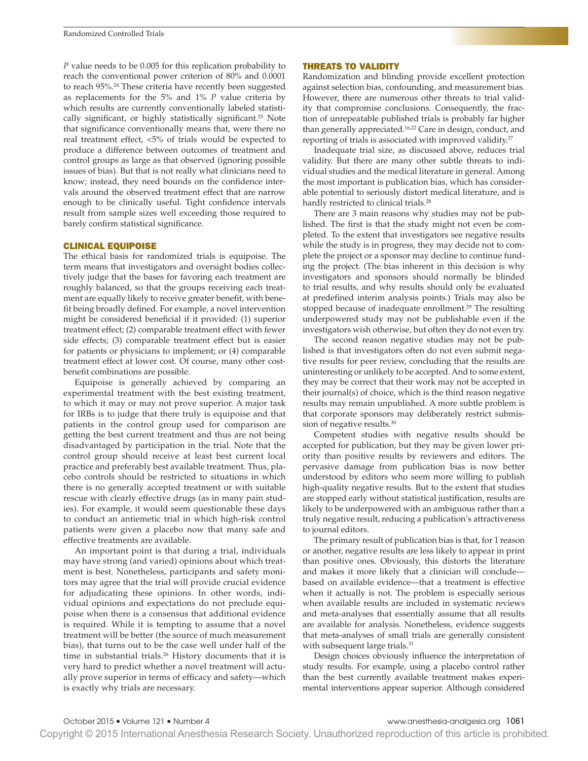*P* value needs to be 0.005 for this replication probability to reach the conventional power criterion of 80% and 0.0001 to reach 95%.[24] These criteria have recently been suggested as replacements for the 5% and 1% *P* value criteria by which results are currently conventionally labeled statistically significant, or highly statistically significant.[25] Note that significance conventionally means that, were there no real treatment effect, <5% of trials would be expected to produce a difference between outcomes of treatment and control groups as large as that observed (ignoring possible issues of bias). But that is not really what clinicians need to know; instead, they need bounds on the confidence intervals around the observed treatment effect that are narrow enough to be clinically useful. Tight confidence intervals result from sample sizes well exceeding those required to barely confirm statistical significance.

## CLINICAL EQUIPOISE

The ethical basis for randomized trials is equipoise. The term means that investigators and oversight bodies collectively judge that the bases for favoring each treatment are roughly balanced, so that the groups receiving each treatment are equally likely to receive greater benefit, with benefit being broadly defined. For example, a novel intervention might be considered beneficial if it provided: (1) superior treatment effect; (2) comparable treatment effect with fewer side effects; (3) comparable treatment effect but is easier for patients or physicians to implement; or (4) comparable treatment effect at lower cost. Of course, many other cost-benefit combinations are possible.

Equipoise is generally achieved by comparing an experimental treatment with the best existing treatment, to which it may or may not prove superior. A major task for IRBs is to judge that there truly is equipoise and that patients in the control group used for comparison are getting the best current treatment and thus are not being disadvantaged by participation in the trial. Note that the control group should receive at least best current local practice and preferably best available treatment. Thus, placebo controls should be restricted to situations in which there is no generally accepted treatment or with suitable rescue with clearly effective drugs (as in many pain studies). For example, it would seem questionable these days to conduct an antiemetic trial in which high-risk control patients were given a placebo now that many safe and effective treatments are available.

An important point is that during a trial, individuals may have strong (and varied) opinions about which treatment is best. Nonetheless, participants and safety monitors may agree that the trial will provide crucial evidence for adjudicating these opinions. In other words, individual opinions and expectations do not preclude equipoise when there is a consensus that additional evidence is required. While it is tempting to assume that a novel treatment will be better (the source of much measurement bias), that turns out to be the case well under half of the time in substantial trials.[26] History documents that it is very hard to predict whether a novel treatment will actually prove superior in terms of efficacy and safety—which is exactly why trials are necessary.

## THREATS TO VALIDITY

Randomization and blinding provide excellent protection against selection bias, confounding, and measurement bias. However, there are numerous other threats to trial validity that compromise conclusions. Consequently, the fraction of unrepeatable published trials is probably far higher than generally appreciated.[16,22] Care in design, conduct, and reporting of trials is associated with improved validity.[27]

Inadequate trial size, as discussed above, reduces trial validity. But there are many other subtle threats to individual studies and the medical literature in general. Among the most important is publication bias, which has considerable potential to seriously distort medical literature, and is hardly restricted to clinical trials.[28]

There are 3 main reasons why studies may not be published. The first is that the study might not even be completed. To the extent that investigators see negative results while the study is in progress, they may decide not to complete the project or a sponsor may decline to continue funding the project. (The bias inherent in this decision is why investigators and sponsors should normally be blinded to trial results, and why results should only be evaluated at predefined interim analysis points.) Trials may also be stopped because of inadequate enrollment.[29] The resulting underpowered study may not be publishable even if the investigators wish otherwise, but often they do not even try.

The second reason negative studies may not be published is that investigators often do not even submit negative results for peer review, concluding that the results are uninteresting or unlikely to be accepted. And to some extent, they may be correct that their work may not be accepted in their journal(s) of choice, which is the third reason negative results may remain unpublished. A more subtle problem is that corporate sponsors may deliberately restrict submission of negative results.[30]

Competent studies with negative results should be accepted for publication, but they may be given lower priority than positive results by reviewers and editors. The pervasive damage from publication bias is now better understood by editors who seem more willing to publish high-quality negative results. But to the extent that studies are stopped early without statistical justification, results are likely to be underpowered with an ambiguous rather than a truly negative result, reducing a publication's attractiveness to journal editors.

The primary result of publication bias is that, for 1 reason or another, negative results are less likely to appear in print than positive ones. Obviously, this distorts the literature and makes it more likely that a clinician will conclude—based on available evidence—that a treatment is effective when it actually is not. The problem is especially serious when available results are included in systematic reviews and meta-analyses that essentially assume that all results are available for analysis. Nonetheless, evidence suggests that meta-analyses of small trials are generally consistent with subsequent large trials.[31]

Design choices obviously influence the interpretation of study results. For example, using a placebo control rather than the best currently available treatment makes experimental interventions appear superior. Although considered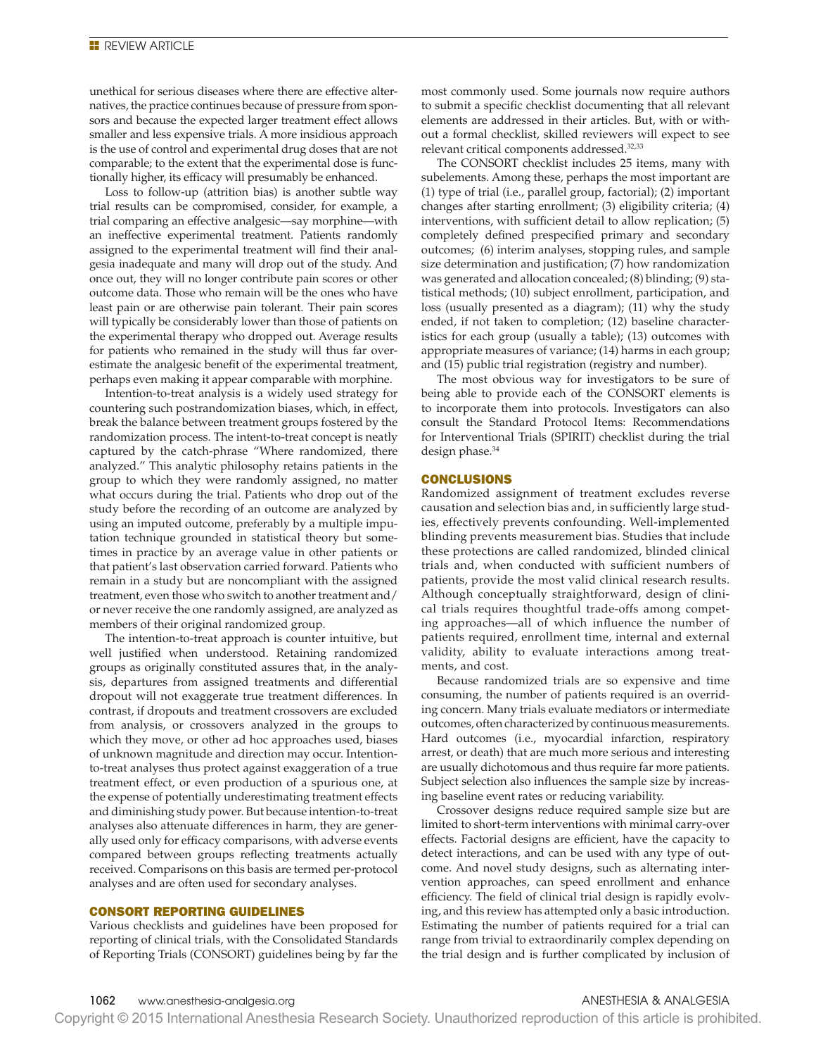unethical for serious diseases where there are effective alternatives, the practice continues because of pressure from sponsors and because the expected larger treatment effect allows smaller and less expensive trials. A more insidious approach is the use of control and experimental drug doses that are not comparable; to the extent that the experimental dose is functionally higher, its efficacy will presumably be enhanced.

Loss to follow-up (attrition bias) is another subtle way trial results can be compromised, consider, for example, a trial comparing an effective analgesic—say morphine—with an ineffective experimental treatment. Patients randomly assigned to the experimental treatment will find their analgesia inadequate and many will drop out of the study. And once out, they will no longer contribute pain scores or other outcome data. Those who remain will be the ones who have least pain or are otherwise pain tolerant. Their pain scores will typically be considerably lower than those of patients on the experimental therapy who dropped out. Average results for patients who remained in the study will thus far overestimate the analgesic benefit of the experimental treatment, perhaps even making it appear comparable with morphine.

Intention-to-treat analysis is a widely used strategy for countering such postrandomization biases, which, in effect, break the balance between treatment groups fostered by the randomization process. The intent-to-treat concept is neatly captured by the catch-phrase "Where randomized, there analyzed." This analytic philosophy retains patients in the group to which they were randomly assigned, no matter what occurs during the trial. Patients who drop out of the study before the recording of an outcome are analyzed by using an imputed outcome, preferably by a multiple imputation technique grounded in statistical theory but sometimes in practice by an average value in other patients or that patient's last observation carried forward. Patients who remain in a study but are noncompliant with the assigned treatment, even those who switch to another treatment and/or never receive the one randomly assigned, are analyzed as members of their original randomized group.

The intention-to-treat approach is counter intuitive, but well justified when understood. Retaining randomized groups as originally constituted assures that, in the analysis, departures from assigned treatments and differential dropout will not exaggerate true treatment differences. In contrast, if dropouts and treatment crossovers are excluded from analysis, or crossovers analyzed in the groups to which they move, or other ad hoc approaches used, biases of unknown magnitude and direction may occur. Intention-to-treat analyses thus protect against exaggeration of a true treatment effect, or even production of a spurious one, at the expense of potentially underestimating treatment effects and diminishing study power. But because intention-to-treat analyses also attenuate differences in harm, they are generally used only for efficacy comparisons, with adverse events compared between groups reflecting treatments actually received. Comparisons on this basis are termed per-protocol analyses and are often used for secondary analyses.

## CONSORT REPORTING GUIDELINES

Various checklists and guidelines have been proposed for reporting of clinical trials, with the Consolidated Standards of Reporting Trials (CONSORT) guidelines being by far the most commonly used. Some journals now require authors to submit a specific checklist documenting that all relevant elements are addressed in their articles. But, with or without a formal checklist, skilled reviewers will expect to see relevant critical components addressed.[32,33]

The CONSORT checklist includes 25 items, many with subelements. Among these, perhaps the most important are (1) type of trial (i.e., parallel group, factorial); (2) important changes after starting enrollment; (3) eligibility criteria; (4) interventions, with sufficient detail to allow replication; (5) completely defined prespecified primary and secondary outcomes; (6) interim analyses, stopping rules, and sample size determination and justification; (7) how randomization was generated and allocation concealed; (8) blinding; (9) statistical methods; (10) subject enrollment, participation, and loss (usually presented as a diagram); (11) why the study ended, if not taken to completion; (12) baseline characteristics for each group (usually a table); (13) outcomes with appropriate measures of variance; (14) harms in each group; and (15) public trial registration (registry and number).

The most obvious way for investigators to be sure of being able to provide each of the CONSORT elements is to incorporate them into protocols. Investigators can also consult the Standard Protocol Items: Recommendations for Interventional Trials (SPIRIT) checklist during the trial design phase.[34]

## CONCLUSIONS

Randomized assignment of treatment excludes reverse causation and selection bias and, in sufficiently large studies, effectively prevents confounding. Well-implemented blinding prevents measurement bias. Studies that include these protections are called randomized, blinded clinical trials and, when conducted with sufficient numbers of patients, provide the most valid clinical research results. Although conceptually straightforward, design of clinical trials requires thoughtful trade-offs among competing approaches—all of which influence the number of patients required, enrollment time, internal and external validity, ability to evaluate interactions among treatments, and cost.

Because randomized trials are so expensive and time consuming, the number of patients required is an overriding concern. Many trials evaluate mediators or intermediate outcomes, often characterized by continuous measurements. Hard outcomes (i.e., myocardial infarction, respiratory arrest, or death) that are much more serious and interesting are usually dichotomous and thus require far more patients. Subject selection also influences the sample size by increasing baseline event rates or reducing variability.

Crossover designs reduce required sample size but are limited to short-term interventions with minimal carry-over effects. Factorial designs are efficient, have the capacity to detect interactions, and can be used with any type of outcome. And novel study designs, such as alternating intervention approaches, can speed enrollment and enhance efficiency. The field of clinical trial design is rapidly evolving, and this review has attempted only a basic introduction. Estimating the number of patients required for a trial can range from trivial to extraordinarily complex depending on the trial design and is further complicated by inclusion of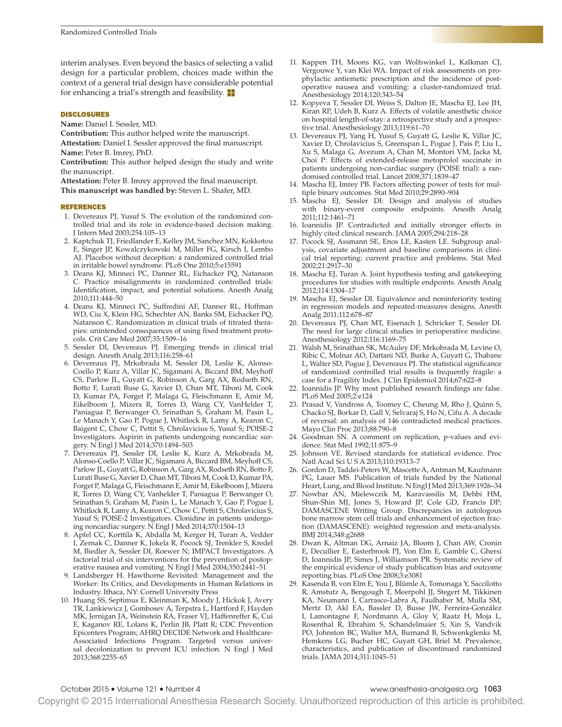interim analyses. Even beyond the basics of selecting a valid design for a particular problem, choices made within the context of a general trial design have considerable potential for enhancing a trial's strength and feasibility.

## DISCLOSURES

**Name:** Daniel I. Sessler, MD.

**Contribution:** This author helped write the manuscript.

**Attestation:** Daniel I. Sessler approved the final manuscript.

**Name:** Peter B. Imrey, PhD.

**Contribution:** This author helped design the study and write the manuscript.

**Attestation:** Peter B. Imrey approved the final manuscript.

**This manuscript was handled by:** Steven L. Shafer, MD.

## REFERENCES

1. Devereaux PJ, Yusuf S. The evolution of the randomized controlled trial and its role in evidence-based decision making. J Intern Med 2003;254:105–13
2. Kaptchuk TJ, Friedlander E, Kelley JM, Sanchez MN, Kokkotou E, Singer JP, Kowalczykowski M, Miller FG, Kirsch I, Lembo AJ. Placebos without deception: a randomized controlled trial in irritable bowel syndrome. PLoS One 2010;5:e15591
3. Deans KJ, Minneci PC, Danner RL, Eichacker PQ, Natanson C. Practice misalignments in randomized controlled trials: Identification, impact, and potential solutions. Anesth Analg 2010;111:444–50
4. Deans KJ, Minneci PC, Suffredini AF, Danner RL, Hoffman WD, Ciu X, Klein HG, Schechter AN, Banks SM, Eichacker PQ, Natanson C. Randomization in clinical trials of titrated therapies: unintended consequences of using fixed treatment protocols. Crit Care Med 2007;35:1509–16
5. Sessler DI, Devereaux PJ. Emerging trends in clinical trial design. Anesth Analg 2013;116:258–61
6. Devereaux PJ, Mrkobrada M, Sessler DI, Leslie K, Alonso-Coello P, Kurz A, Villar JC, Sigamani A, Biccard BM, Meyhoff CS, Parlow JL, Guyatt G, Robinson A, Garg AX, Rodseth RN, Botto F, Lurati Buse G, Xavier D, Chan MT, Tiboni M, Cook D, Kumar PA, Forget P, Malaga G, Fleischmann E, Amir M, Eikelboom J, Mizera R, Torres D, Wang CY, VanHelder T, Paniagua P, Berwanger O, Srinathan S, Graham M, Pasin L, Le Manach Y, Gao P, Pogue J, Whitlock R, Lamy A, Kearon C, Baigent C, Chow C, Pettit S, Chrolavicius S, Yusuf S; POISE-2 Investigators. Aspirin in patients undergoing noncardiac surgery. N Engl J Med 2014;370:1494–503
7. Devereaux PJ, Sessler DI, Leslie K, Kurz A, Mrkobrada M, Alonso-Coello P, Villar JC, Sigamani A, Biccard BM, Meyhoff CS, Parlow JL, Guyatt G, Robinson A, Garg AX, Rodseth RN, Botto F, Lurati Buse G, Xavier D, Chan MT, Tiboni M, Cook D, Kumar PA, Forget P, Malaga G, Fleischmann E, Amir M, Eikelboom J, Mizera R, Torres D, Wang CY, Vanhelder T, Paniagua P, Berwanger O, Srinathan S, Graham M, Pasin L, Le Manach Y, Gao P, Pogue J, Whitlock R, Lamy A, Kearon C, Chow C, Pettit S, Chrolavicius S, Yusuf S; POISE-2 Investigators. Clonidine in patients undergoing noncardiac surgery. N Engl J Med 2014;370:1504–13
8. Apfel CC, Korttila K, Abdalla M, Kerger H, Turan A, Vedder I, Zernak C, Danner K, Jokela R, Pocock SJ, Trenkler S, Kredel M, Biedler A, Sessler DI, Roewer N; IMPACT Investigators. A factorial trial of six interventions for the prevention of postoperative nausea and vomiting. N Engl J Med 2004;350:2441–51
9. Landsberger H. Hawthorne Revisited: Management and the Worker: Its Critics, and Developments in Human Relations in Industry. Ithaca, NY: Cornell University Press
10. Huang SS, Septimus E, Kleinman K, Moody J, Hickok J, Avery TR, Lankiewicz J, Gombosev A, Terpstra L, Hartford F, Hayden MK, Jernigan JA, Weinstein RA, Fraser VJ, Haffenreffer K, Cui E, Kaganov RE, Lolans K, Perlin JB, Platt R; CDC Prevention Epicenters Program; AHRQ DECIDE Network and Healthcare-Associated Infections Program. Targeted versus universal decolonization to prevent ICU infection. N Engl J Med 2013;368:2255–65
11. Kappen TH, Moons KG, van Wolfswinkel L, Kalkman CJ, Vergouwe Y, van Klei WA. Impact of risk assessments on prophylactic antiemetic prescription and the incidence of postoperative nausea and vomiting: a cluster-randomized trial. Anesthesiology 2014;120:343–54
12. Kopyeva T, Sessler DI, Weiss S, Dalton JE, Mascha EJ, Lee JH, Kiran RP, Udeh B, Kurz A. Effects of volatile anesthetic choice on hospital length-of-stay: a retrospective study and a prospective trial. Anesthesiology 2013;119:61–70
13. Devereaux PJ, Yang H, Yusuf S, Guyatt G, Leslie K, Villar JC, Xavier D, Chrolavicius S, Greenspan L, Pogue J, Pais P, Liu L, Xu S, Malaga G, Avezum A, Chan M, Montori VM, Jacka M, Choi P: Effects of extended-release metoprolol succinate in patients undergoing non-cardiac surgery (POISE trial): a randomised controlled trial. Lancet 2008;371:1839–47
14. Mascha EJ, Imrey PB. Factors affecting power of tests for multiple binary outcomes. Stat Med 2010;29:2890–904
15. Mascha EJ, Sessler DI: Design and analysis of studies with binary-event composite endpoints. Anesth Analg 2011;112:1461–71
16. Ioannidis JP. Contradicted and initially stronger effects in highly cited clinical research. JAMA 2005;294:218–28
17. Pocock SJ, Assmann SE, Enos LE, Kasten LE. Subgroup analysis, covariate adjustment and baseline comparisons in clinical trial reporting: current practice and problems. Stat Med 2002;21:2917–30
18. Mascha EJ, Turan A. Joint hypothesis testing and gatekeeping procedures for studies with multiple endpoints. Anesth Analg 2012;114:1304–17
19. Mascha EJ, Sessler DI. Equivalence and noninferiority testing in regression models and repeated-measures designs. Anesth Analg 2011;112:678–87
20. Devereaux PJ, Chan MT, Eisenach J, Schricker T, Sessler DI. The need for large clinical studies in perioperative medicine. Anesthesiology 2012;116:1169–75
21. Walsh M, Srinathan SK, McAuley DF, Mrkobrada M, Levine O, Ribic C, Molnar AO, Dattani ND, Burke A, Guyatt G, Thabane L, Walter SD, Pogue J, Devereaux PJ. The statistical significance of randomized controlled trial results is frequently fragile: a case for a Fragility Index. J Clin Epidemiol 2014;67:622–8
22. Ioannidis JP. Why most published research findings are false. PLoS Med 2005;2:e124
23. Prasad V, Vandross A, Toomey C, Cheung M, Rho J, Quinn S, Chacko SJ, Borkar D, Gall V, Selvaraj S, Ho N, Cifu A. A decade of reversal: an analysis of 146 contradicted medical practices. Mayo Clin Proc 2013;88:790–8
24. Goodman SN. A comment on replication, p-values and evidence. Stat Med 1992;11:875–9
25. Johnson VE. Revised standards for statistical evidence. Proc Natl Acad Sci U S A 2013;110:19313–7
26. Gordon D, Taddei-Peters W, Mascette A, Antman M, Kaufmann PG, Lauer MS. Publication of trials funded by the National Heart, Lung, and Blood Institute. N Engl J Med 2013;369:1926–34
27. Nowbar AN, Mielewczik M, Karavassilis M, Dehbi HM, Shun-Shin MJ, Jones S, Howard JP, Cole GD, Francis DP; DAMASCENE Writing Group. Discrepancies in autologous bone marrow stem cell trials and enhancement of ejection fraction (DAMASCENE): weighted regression and meta-analysis. BMJ 2014;348:g2688
28. Dwan K, Altman DG, Arnaiz JA, Bloom J, Chan AW, Cronin E, Decullier E, Easterbrook PJ, Von Elm E, Gamble C, Ghersi D, Ioannidis JP, Simes J, Williamson PR. Systematic review of the empirical evidence of study publication bias and outcome reporting bias. PLoS One 2008;3:e3081
29. Kasenda B, von Elm E, You J, Blümle A, Tomonaga Y, Saccilotto R, Amstutz A, Bengough T, Meerpohl JJ, Stegert M, Tikkinen KA, Neumann I, Carrasco-Labra A, Faulhaber M, Mulla SM, Mertz D, Akl EA, Bassler D, Busse JW, Ferreira-González I, Lamontagne F, Nordmann A, Gloy V, Raatz H, Moja L, Rosenthal R, Ebrahim S, Schandelmaier S, Xin S, Vandvik PO, Johnston BC, Walter MA, Burnand B, Schwenkglenks M, Hemkens LG, Bucher HC, Guyatt GH, Briel M. Prevalence, characteristics, and publication of discontinued randomized trials. JAMA 2014;311:1045–51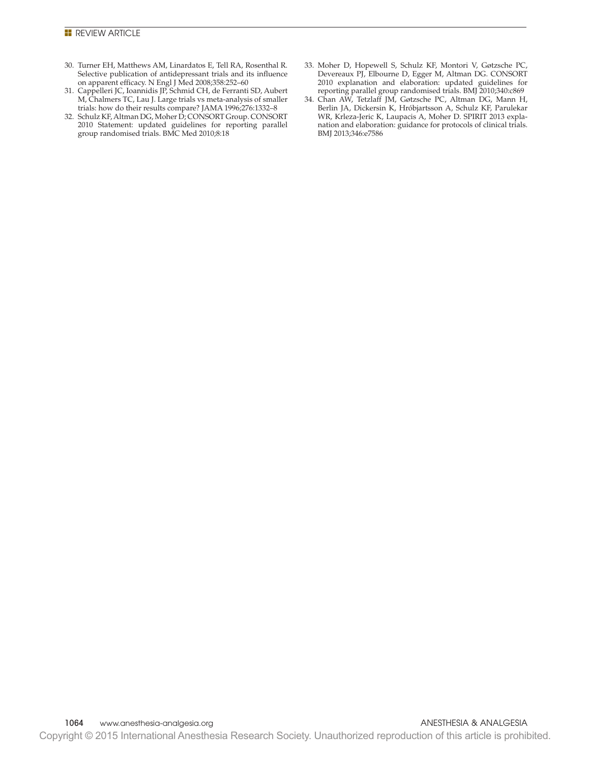30. Turner EH, Matthews AM, Linardatos E, Tell RA, Rosenthal R. Selective publication of antidepressant trials and its influence on apparent efficacy. N Engl J Med 2008;358:252–60
31. Cappelleri JC, Ioannidis JP, Schmid CH, de Ferranti SD, Aubert M, Chalmers TC, Lau J. Large trials vs meta-analysis of smaller trials: how do their results compare? JAMA 1996;276:1332–8
32. Schulz KF, Altman DG, Moher D; CONSORT Group. CONSORT 2010 Statement: updated guidelines for reporting parallel group randomised trials. BMC Med 2010;8:18
33. Moher D, Hopewell S, Schulz KF, Montori V, Gøtzsche PC, Devereaux PJ, Elbourne D, Egger M, Altman DG. CONSORT 2010 explanation and elaboration: updated guidelines for reporting parallel group randomised trials. BMJ 2010;340:c869
34. Chan AW, Tetzlaff JM, Gøtzsche PC, Altman DG, Mann H, Berlin JA, Dickersin K, Hróbjartsson A, Schulz KF, Parulekar WR, Krleza-Jeric K, Laupacis A, Moher D. SPIRIT 2013 explanation and elaboration: guidance for protocols of clinical trials. BMJ 2013;346:e7586

Copyright © 2015 International Anesthesia Research Society. Unauthorized reproduction of this article is prohibited.